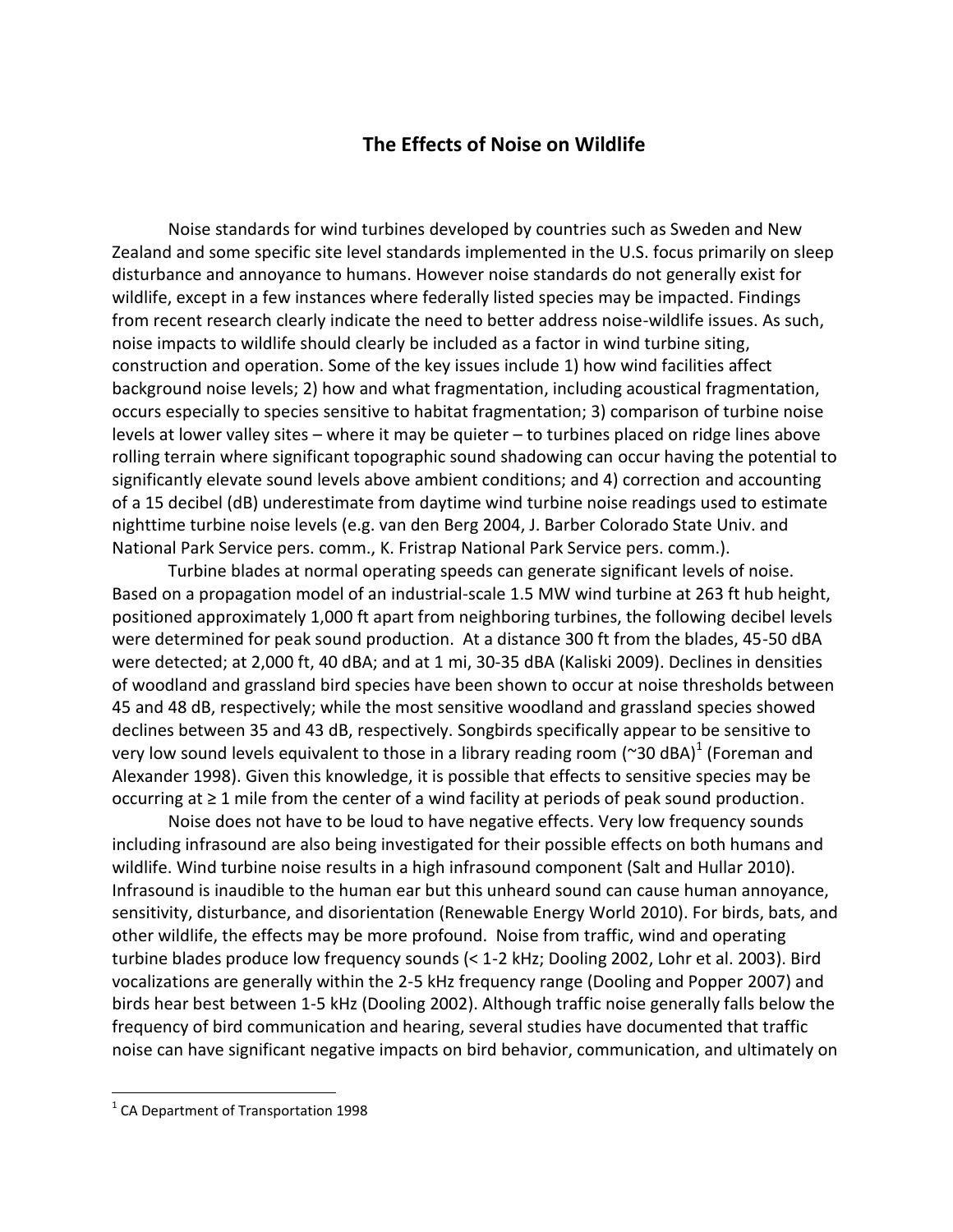# The Effects of Noise on Wildlife

Noise standards for wind turbines developed by countries such as Sweden and New Zealand and some specific site level standards implemented in the U.S. focus primarily on sleep disturbance and annoyance to humans. However noise standards do not generally exist for wildlife, except in a few instances where federally listed species may be impacted. Findings from recent research clearly indicate the need to better address noise-wildlife issues. As such, noise impacts to wildlife should clearly be included as a factor in wind turbine siting, construction and operation. Some of the key issues include 1) how wind facilities affect background noise levels; 2) how and what fragmentation, including acoustical fragmentation, occurs especially to species sensitive to habitat fragmentation; 3) comparison of turbine noise levels at lower valley sites – where it may be quieter – to turbines placed on ridge lines above rolling terrain where significant topographic sound shadowing can occur having the potential to significantly elevate sound levels above ambient conditions; and 4) correction and accounting of a 15 decibel (dB) underestimate from daytime wind turbine noise readings used to estimate nighttime turbine noise levels (e.g. van den Berg 2004, J. Barber Colorado State Univ. and National Park Service pers. comm., K. Fristrap National Park Service pers. comm.).

Turbine blades at normal operating speeds can generate significant levels of noise. Based on a propagation model of an industrial-scale 1.5 MW wind turbine at 263 ft hub height, positioned approximately 1,000 ft apart from neighboring turbines, the following decibel levels were determined for peak sound production. At a distance 300 ft from the blades, 45-50 dBA were detected; at 2,000 ft, 40 dBA; and at 1 mi, 30-35 dBA (Kaliski 2009). Declines in densities of woodland and grassland bird species have been shown to occur at noise thresholds between 45 and 48 dB, respectively; while the most sensitive woodland and grassland species showed declines between 35 and 43 dB, respectively. Songbirds specifically appear to be sensitive to very low sound levels equivalent to those in a library reading room (~30 dBA)[1] (Foreman and Alexander 1998). Given this knowledge, it is possible that effects to sensitive species may be occurring at ≥ 1 mile from the center of a wind facility at periods of peak sound production.

Noise does not have to be loud to have negative effects. Very low frequency sounds including infrasound are also being investigated for their possible effects on both humans and wildlife. Wind turbine noise results in a high infrasound component (Salt and Hullar 2010). Infrasound is inaudible to the human ear but this unheard sound can cause human annoyance, sensitivity, disturbance, and disorientation (Renewable Energy World 2010). For birds, bats, and other wildlife, the effects may be more profound. Noise from traffic, wind and operating turbine blades produce low frequency sounds (< 1-2 kHz; Dooling 2002, Lohr et al. 2003). Bird vocalizations are generally within the 2-5 kHz frequency range (Dooling and Popper 2007) and birds hear best between 1-5 kHz (Dooling 2002). Although traffic noise generally falls below the frequency of bird communication and hearing, several studies have documented that traffic noise can have significant negative impacts on bird behavior, communication, and ultimately on

[1] CA Department of Transportation 1998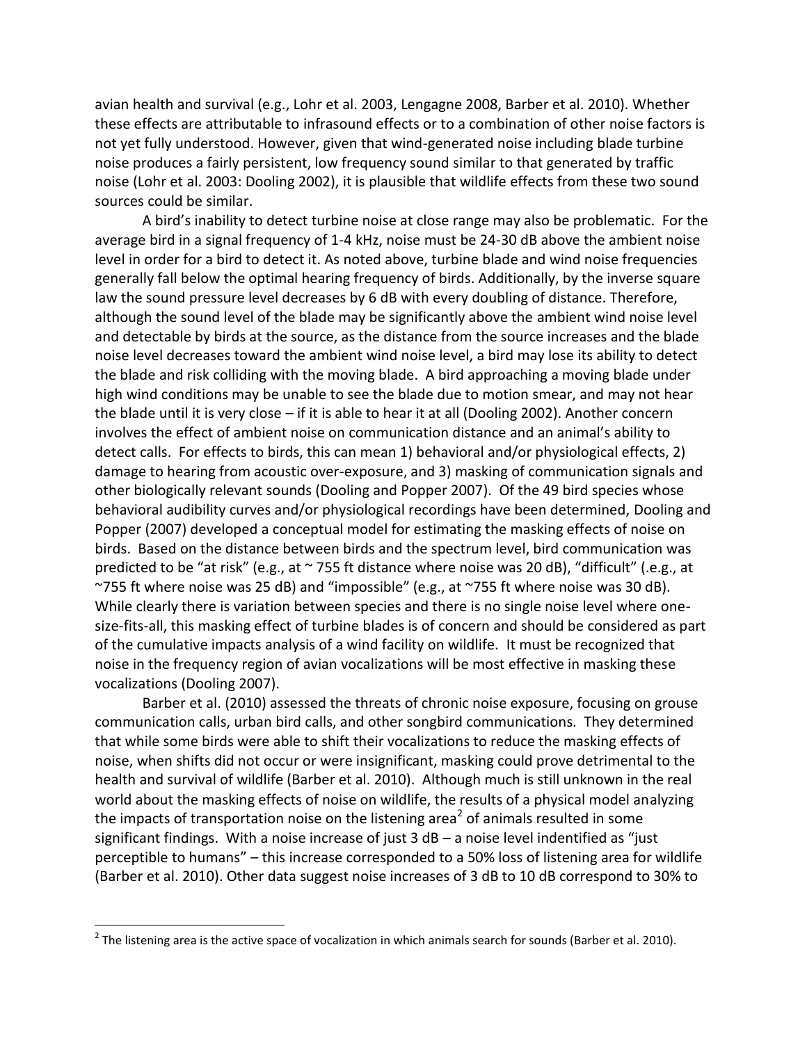avian health and survival (e.g., Lohr et al. 2003, Lengagne 2008, Barber et al. 2010). Whether these effects are attributable to infrasound effects or to a combination of other noise factors is not yet fully understood. However, given that wind-generated noise including blade turbine noise produces a fairly persistent, low frequency sound similar to that generated by traffic noise (Lohr et al. 2003: Dooling 2002), it is plausible that wildlife effects from these two sound sources could be similar.

A bird's inability to detect turbine noise at close range may also be problematic. For the average bird in a signal frequency of 1-4 kHz, noise must be 24-30 dB above the ambient noise level in order for a bird to detect it. As noted above, turbine blade and wind noise frequencies generally fall below the optimal hearing frequency of birds. Additionally, by the inverse square law the sound pressure level decreases by 6 dB with every doubling of distance. Therefore, although the sound level of the blade may be significantly above the ambient wind noise level and detectable by birds at the source, as the distance from the source increases and the blade noise level decreases toward the ambient wind noise level, a bird may lose its ability to detect the blade and risk colliding with the moving blade. A bird approaching a moving blade under high wind conditions may be unable to see the blade due to motion smear, and may not hear the blade until it is very close – if it is able to hear it at all (Dooling 2002). Another concern involves the effect of ambient noise on communication distance and an animal's ability to detect calls. For effects to birds, this can mean 1) behavioral and/or physiological effects, 2) damage to hearing from acoustic over-exposure, and 3) masking of communication signals and other biologically relevant sounds (Dooling and Popper 2007). Of the 49 bird species whose behavioral audibility curves and/or physiological recordings have been determined, Dooling and Popper (2007) developed a conceptual model for estimating the masking effects of noise on birds. Based on the distance between birds and the spectrum level, bird communication was predicted to be "at risk" (e.g., at ~ 755 ft distance where noise was 20 dB), "difficult" (.e.g., at ~755 ft where noise was 25 dB) and "impossible" (e.g., at ~755 ft where noise was 30 dB). While clearly there is variation between species and there is no single noise level where one-size-fits-all, this masking effect of turbine blades is of concern and should be considered as part of the cumulative impacts analysis of a wind facility on wildlife. It must be recognized that noise in the frequency region of avian vocalizations will be most effective in masking these vocalizations (Dooling 2007).

Barber et al. (2010) assessed the threats of chronic noise exposure, focusing on grouse communication calls, urban bird calls, and other songbird communications. They determined that while some birds were able to shift their vocalizations to reduce the masking effects of noise, when shifts did not occur or were insignificant, masking could prove detrimental to the health and survival of wildlife (Barber et al. 2010). Although much is still unknown in the real world about the masking effects of noise on wildlife, the results of a physical model analyzing the impacts of transportation noise on the listening area[2] of animals resulted in some significant findings. With a noise increase of just 3 dB – a noise level indentified as "just perceptible to humans" – this increase corresponded to a 50% loss of listening area for wildlife (Barber et al. 2010). Other data suggest noise increases of 3 dB to 10 dB correspond to 30% to

[2] The listening area is the active space of vocalization in which animals search for sounds (Barber et al. 2010).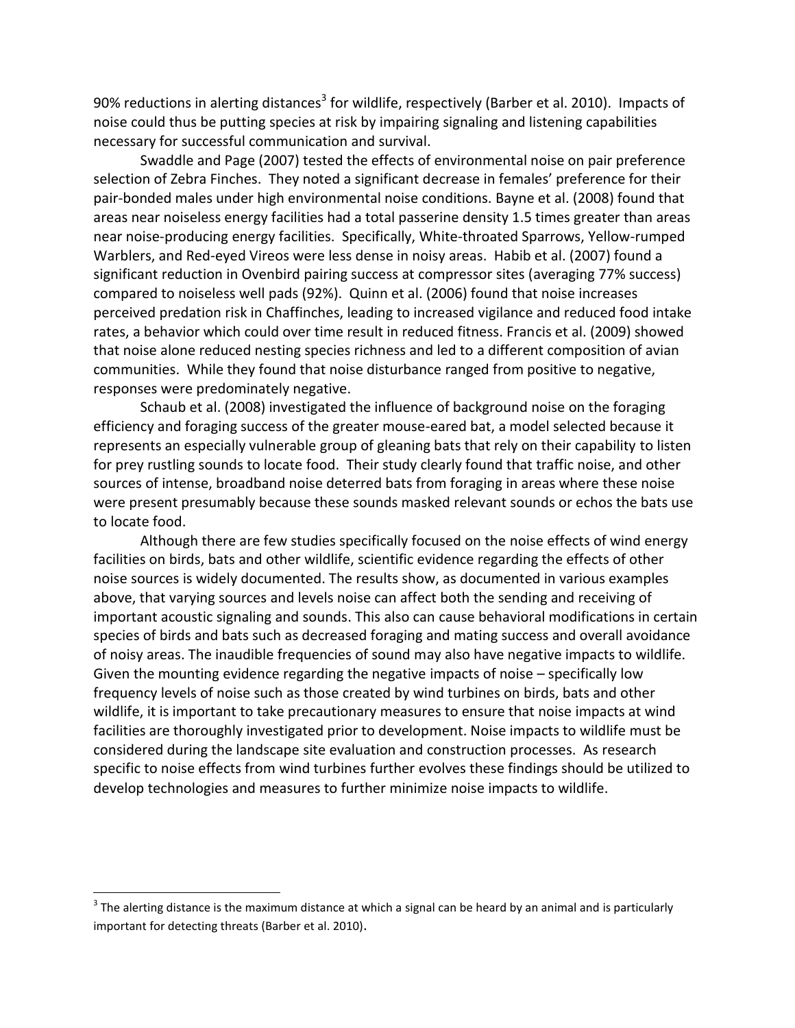90% reductions in alerting distances[3] for wildlife, respectively (Barber et al. 2010). Impacts of noise could thus be putting species at risk by impairing signaling and listening capabilities necessary for successful communication and survival.

Swaddle and Page (2007) tested the effects of environmental noise on pair preference selection of Zebra Finches. They noted a significant decrease in females' preference for their pair-bonded males under high environmental noise conditions. Bayne et al. (2008) found that areas near noiseless energy facilities had a total passerine density 1.5 times greater than areas near noise-producing energy facilities. Specifically, White-throated Sparrows, Yellow-rumped Warblers, and Red-eyed Vireos were less dense in noisy areas. Habib et al. (2007) found a significant reduction in Ovenbird pairing success at compressor sites (averaging 77% success) compared to noiseless well pads (92%). Quinn et al. (2006) found that noise increases perceived predation risk in Chaffinches, leading to increased vigilance and reduced food intake rates, a behavior which could over time result in reduced fitness. Francis et al. (2009) showed that noise alone reduced nesting species richness and led to a different composition of avian communities. While they found that noise disturbance ranged from positive to negative, responses were predominately negative.

Schaub et al. (2008) investigated the influence of background noise on the foraging efficiency and foraging success of the greater mouse-eared bat, a model selected because it represents an especially vulnerable group of gleaning bats that rely on their capability to listen for prey rustling sounds to locate food. Their study clearly found that traffic noise, and other sources of intense, broadband noise deterred bats from foraging in areas where these noise were present presumably because these sounds masked relevant sounds or echos the bats use to locate food.

Although there are few studies specifically focused on the noise effects of wind energy facilities on birds, bats and other wildlife, scientific evidence regarding the effects of other noise sources is widely documented. The results show, as documented in various examples above, that varying sources and levels noise can affect both the sending and receiving of important acoustic signaling and sounds. This also can cause behavioral modifications in certain species of birds and bats such as decreased foraging and mating success and overall avoidance of noisy areas. The inaudible frequencies of sound may also have negative impacts to wildlife. Given the mounting evidence regarding the negative impacts of noise – specifically low frequency levels of noise such as those created by wind turbines on birds, bats and other wildlife, it is important to take precautionary measures to ensure that noise impacts at wind facilities are thoroughly investigated prior to development. Noise impacts to wildlife must be considered during the landscape site evaluation and construction processes. As research specific to noise effects from wind turbines further evolves these findings should be utilized to develop technologies and measures to further minimize noise impacts to wildlife.

---

[3] The alerting distance is the maximum distance at which a signal can be heard by an animal and is particularly important for detecting threats (Barber et al. 2010).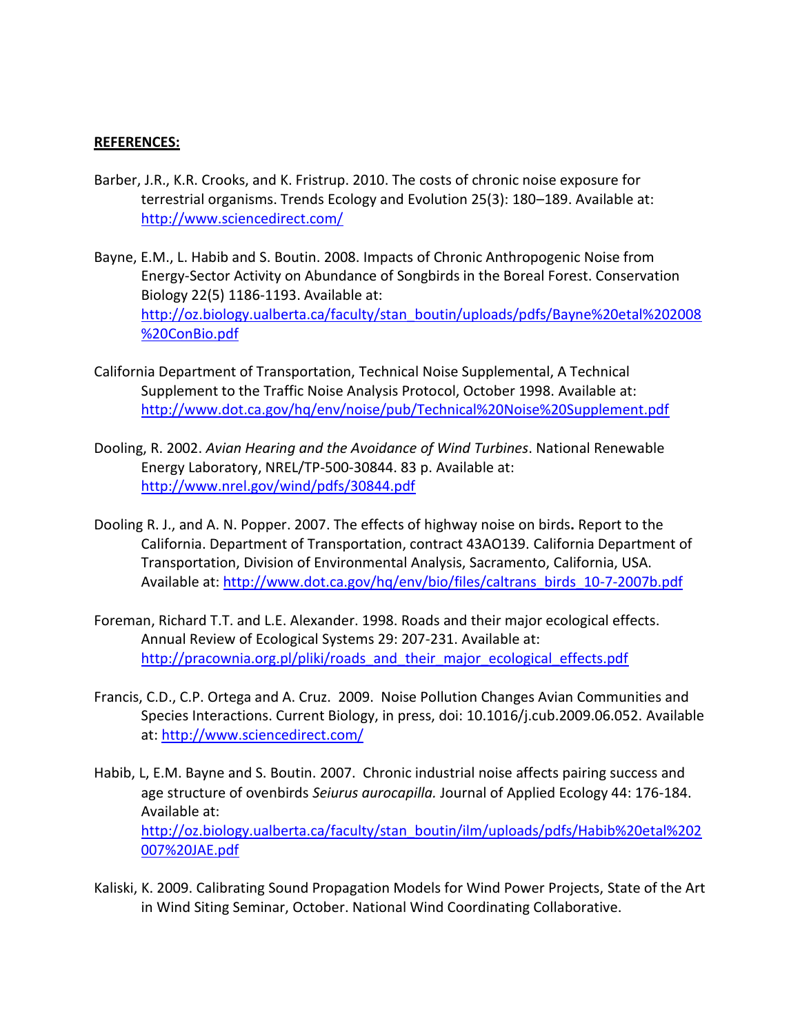**REFERENCES:**

Barber, J.R., K.R. Crooks, and K. Fristrup. 2010. The costs of chronic noise exposure for terrestrial organisms. Trends Ecology and Evolution 25(3): 180–189. Available at: http://www.sciencedirect.com/

Bayne, E.M., L. Habib and S. Boutin. 2008. Impacts of Chronic Anthropogenic Noise from Energy-Sector Activity on Abundance of Songbirds in the Boreal Forest. Conservation Biology 22(5) 1186-1193. Available at: http://oz.biology.ualberta.ca/faculty/stan_boutin/uploads/pdfs/Bayne%20etal%202008%20ConBio.pdf

California Department of Transportation, Technical Noise Supplemental, A Technical Supplement to the Traffic Noise Analysis Protocol, October 1998. Available at: http://www.dot.ca.gov/hq/env/noise/pub/Technical%20Noise%20Supplement.pdf

Dooling, R. 2002. *Avian Hearing and the Avoidance of Wind Turbines*. National Renewable Energy Laboratory, NREL/TP-500-30844. 83 p. Available at: http://www.nrel.gov/wind/pdfs/30844.pdf

Dooling R. J., and A. N. Popper. 2007. The effects of highway noise on birds**.** Report to the California. Department of Transportation, contract 43AO139. California Department of Transportation, Division of Environmental Analysis, Sacramento, California, USA. Available at: http://www.dot.ca.gov/hq/env/bio/files/caltrans_birds_10-7-2007b.pdf

Foreman, Richard T.T. and L.E. Alexander. 1998. Roads and their major ecological effects. Annual Review of Ecological Systems 29: 207-231. Available at: http://pracownia.org.pl/pliki/roads_and_their_major_ecological_effects.pdf

Francis, C.D., C.P. Ortega and A. Cruz. 2009. Noise Pollution Changes Avian Communities and Species Interactions. Current Biology, in press, doi: 10.1016/j.cub.2009.06.052. Available at: http://www.sciencedirect.com/

Habib, L, E.M. Bayne and S. Boutin. 2007. Chronic industrial noise affects pairing success and age structure of ovenbirds *Seiurus aurocapilla.* Journal of Applied Ecology 44: 176-184. Available at: http://oz.biology.ualberta.ca/faculty/stan_boutin/ilm/uploads/pdfs/Habib%20etal%202007%20JAE.pdf

Kaliski, K. 2009. Calibrating Sound Propagation Models for Wind Power Projects, State of the Art in Wind Siting Seminar, October. National Wind Coordinating Collaborative.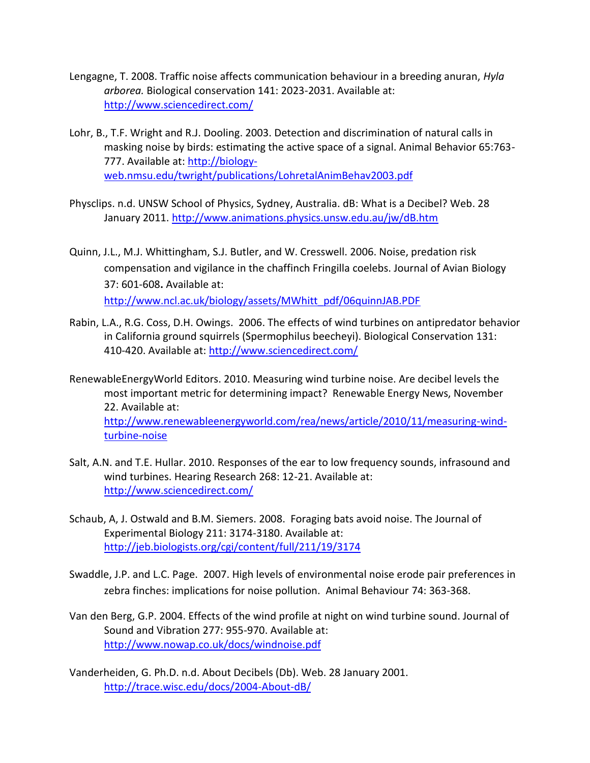Lengagne, T. 2008. Traffic noise affects communication behaviour in a breeding anuran, *Hyla arborea.* Biological conservation 141: 2023-2031. Available at: http://www.sciencedirect.com/

Lohr, B., T.F. Wright and R.J. Dooling. 2003. Detection and discrimination of natural calls in masking noise by birds: estimating the active space of a signal. Animal Behavior 65:763-777. Available at: http://biology-web.nmsu.edu/twright/publications/LohretalAnimBehav2003.pdf

Physclips. n.d. UNSW School of Physics, Sydney, Australia. dB: What is a Decibel? Web. 28 January 2011. http://www.animations.physics.unsw.edu.au/jw/dB.htm

Quinn, J.L., M.J. Whittingham, S.J. Butler, and W. Cresswell. 2006. Noise, predation risk compensation and vigilance in the chaffinch Fringilla coelebs. Journal of Avian Biology 37: 601-608**.** Available at: http://www.ncl.ac.uk/biology/assets/MWhitt_pdf/06quinnJAB.PDF

Rabin, L.A., R.G. Coss, D.H. Owings. 2006. The effects of wind turbines on antipredator behavior in California ground squirrels (Spermophilus beecheyi). Biological Conservation 131: 410-420. Available at: http://www.sciencedirect.com/

RenewableEnergyWorld Editors. 2010. Measuring wind turbine noise. Are decibel levels the most important metric for determining impact? Renewable Energy News, November 22. Available at: http://www.renewableenergyworld.com/rea/news/article/2010/11/measuring-wind-turbine-noise

Salt, A.N. and T.E. Hullar. 2010. Responses of the ear to low frequency sounds, infrasound and wind turbines. Hearing Research 268: 12-21. Available at: http://www.sciencedirect.com/

Schaub, A, J. Ostwald and B.M. Siemers. 2008. Foraging bats avoid noise. The Journal of Experimental Biology 211: 3174-3180. Available at: http://jeb.biologists.org/cgi/content/full/211/19/3174

Swaddle, J.P. and L.C. Page. 2007. High levels of environmental noise erode pair preferences in zebra finches: implications for noise pollution. Animal Behaviour 74: 363-368.

Van den Berg, G.P. 2004. Effects of the wind profile at night on wind turbine sound. Journal of Sound and Vibration 277: 955-970. Available at: http://www.nowap.co.uk/docs/windnoise.pdf

Vanderheiden, G. Ph.D. n.d. About Decibels (Db). Web. 28 January 2001. http://trace.wisc.edu/docs/2004-About-dB/